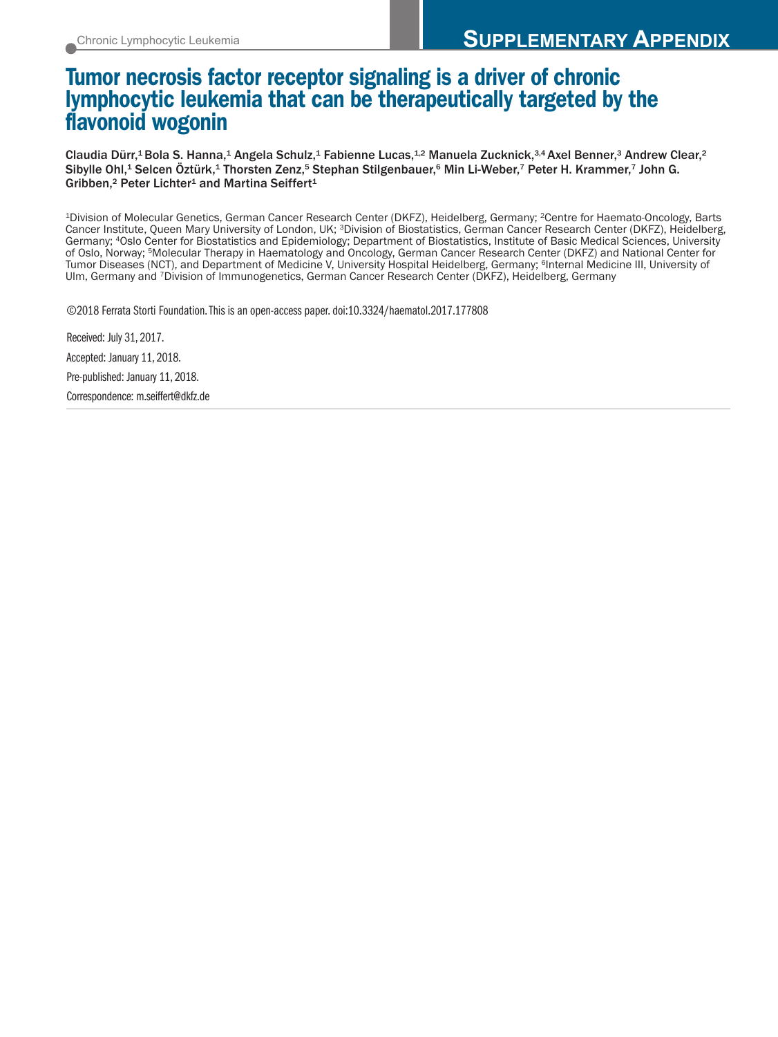Chronic Lymphocytic Leukemia

**SUPPLEMENTARY APPENDIX**

# Tumor necrosis factor receptor signaling is a driver of chronic lymphocytic leukemia that can be therapeutically targeted by the flavonoid wogonin

**Claudia Dürr,[1] Bola S. Hanna,[1] Angela Schulz,[1] Fabienne Lucas,[1,2] Manuela Zucknick,[3,4] Axel Benner,[3] Andrew Clear,[2] Sibylle Ohl,[1] Selcen Öztürk,[1] Thorsten Zenz,[5] Stephan Stilgenbauer,[6] Min Li-Weber,[7] Peter H. Krammer,[7] John G. Gribben,[2] Peter Lichter[1] and Martina Seiffert[1]**

[1]Division of Molecular Genetics, German Cancer Research Center (DKFZ), Heidelberg, Germany; [2]Centre for Haemato-Oncology, Barts Cancer Institute, Queen Mary University of London, UK; [3]Division of Biostatistics, German Cancer Research Center (DKFZ), Heidelberg, Germany; [4]Oslo Center for Biostatistics and Epidemiology; Department of Biostatistics, Institute of Basic Medical Sciences, University of Oslo, Norway; [5]Molecular Therapy in Haematology and Oncology, German Cancer Research Center (DKFZ) and National Center for Tumor Diseases (NCT), and Department of Medicine V, University Hospital Heidelberg, Germany; [6]Internal Medicine III, University of Ulm, Germany and [7]Division of Immunogenetics, German Cancer Research Center (DKFZ), Heidelberg, Germany

©2018 Ferrata Storti Foundation. This is an open-access paper. doi:10.3324/haematol.2017.177808

Received: July 31, 2017.

Accepted: January 11, 2018.

Pre-published: January 11, 2018.

Correspondence: m.seiffert@dkfz.de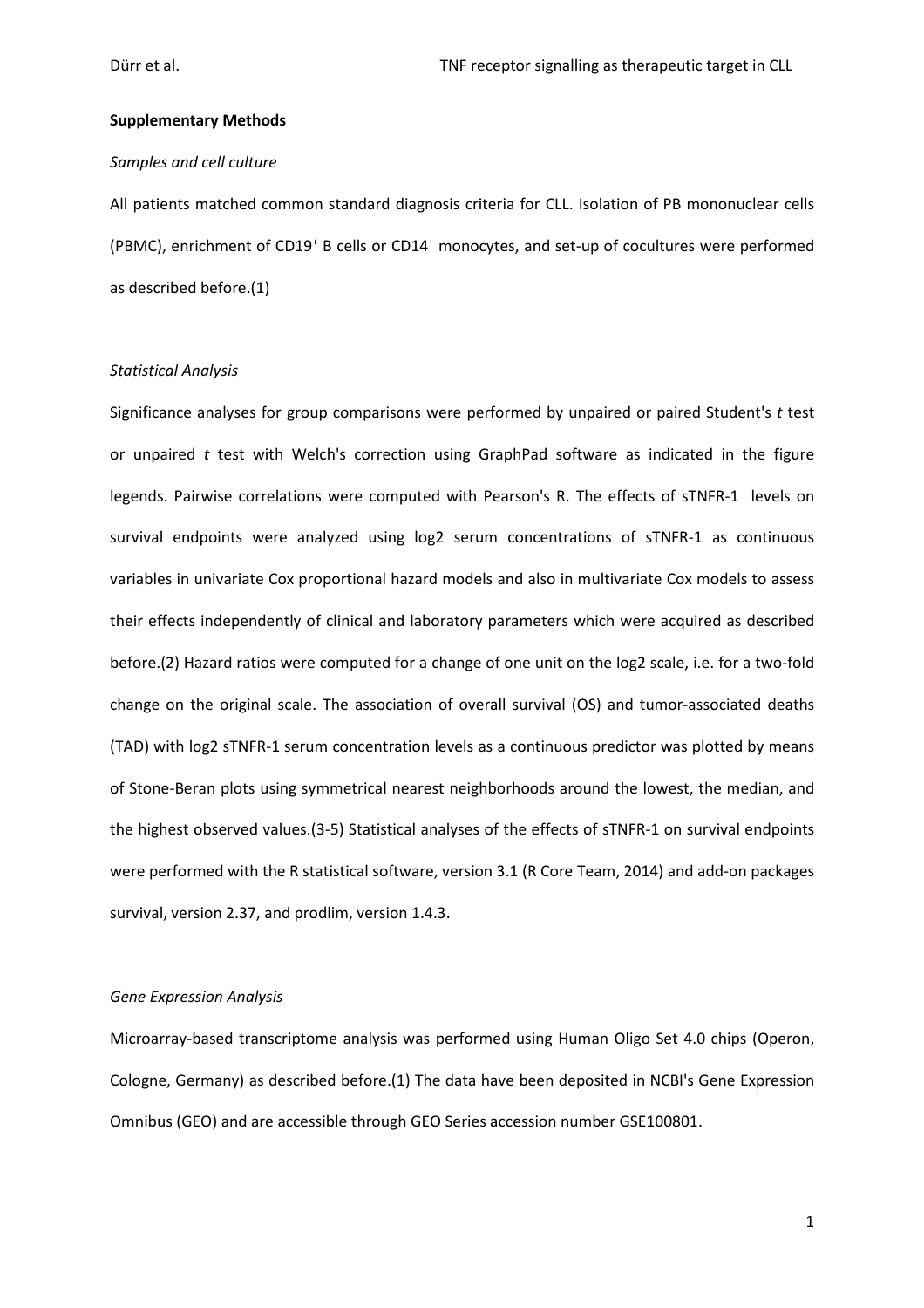**Supplementary Methods**

*Samples and cell culture*

All patients matched common standard diagnosis criteria for CLL. Isolation of PB mononuclear cells (PBMC), enrichment of CD19$^{+}$ B cells or CD14$^{+}$ monocytes, and set-up of cocultures were performed as described before.(1)

*Statistical Analysis*

Significance analyses for group comparisons were performed by unpaired or paired Student's *t* test or unpaired *t* test with Welch's correction using GraphPad software as indicated in the figure legends. Pairwise correlations were computed with Pearson's R. The effects of sTNFR-1 levels on survival endpoints were analyzed using log2 serum concentrations of sTNFR-1 as continuous variables in univariate Cox proportional hazard models and also in multivariate Cox models to assess their effects independently of clinical and laboratory parameters which were acquired as described before.(2) Hazard ratios were computed for a change of one unit on the log2 scale, i.e. for a two-fold change on the original scale. The association of overall survival (OS) and tumor-associated deaths (TAD) with log2 sTNFR-1 serum concentration levels as a continuous predictor was plotted by means of Stone-Beran plots using symmetrical nearest neighborhoods around the lowest, the median, and the highest observed values.(3-5) Statistical analyses of the effects of sTNFR-1 on survival endpoints were performed with the R statistical software, version 3.1 (R Core Team, 2014) and add-on packages survival, version 2.37, and prodlim, version 1.4.3.

*Gene Expression Analysis*

Microarray-based transcriptome analysis was performed using Human Oligo Set 4.0 chips (Operon, Cologne, Germany) as described before.(1) The data have been deposited in NCBI's Gene Expression Omnibus (GEO) and are accessible through GEO Series accession number GSE100801.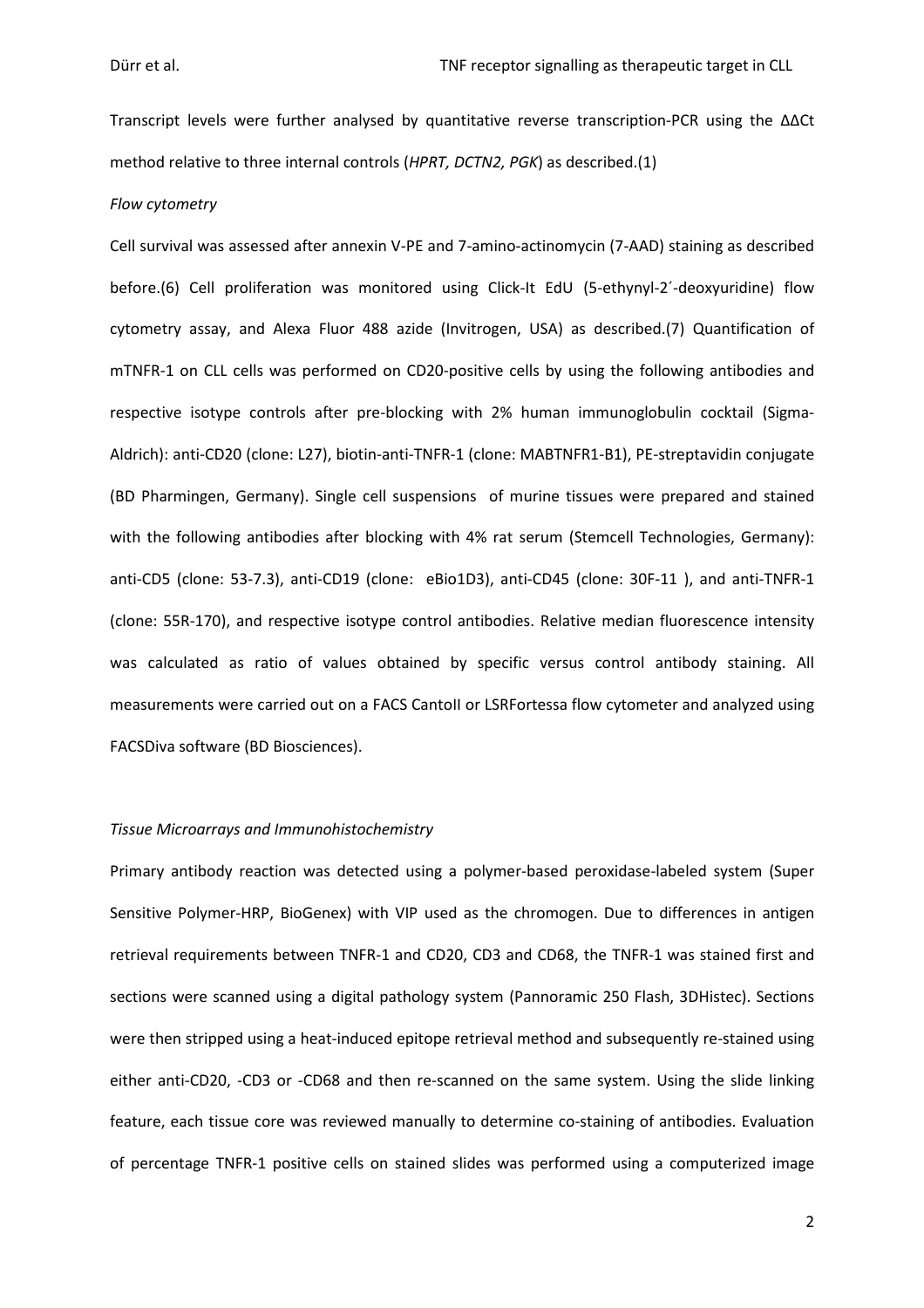Transcript levels were further analysed by quantitative reverse transcription-PCR using the ΔΔCt method relative to three internal controls (*HPRT, DCTN2, PGK*) as described.(1)

*Flow cytometry*

Cell survival was assessed after annexin V-PE and 7-amino-actinomycin (7-AAD) staining as described before.(6) Cell proliferation was monitored using Click-It EdU (5-ethynyl-2´-deoxyuridine) flow cytometry assay, and Alexa Fluor 488 azide (Invitrogen, USA) as described.(7) Quantification of mTNFR-1 on CLL cells was performed on CD20-positive cells by using the following antibodies and respective isotype controls after pre-blocking with 2% human immunoglobulin cocktail (Sigma-Aldrich): anti-CD20 (clone: L27), biotin-anti-TNFR-1 (clone: MABTNFR1-B1), PE-streptavidin conjugate (BD Pharmingen, Germany). Single cell suspensions of murine tissues were prepared and stained with the following antibodies after blocking with 4% rat serum (Stemcell Technologies, Germany): anti-CD5 (clone: 53-7.3), anti-CD19 (clone: eBio1D3), anti-CD45 (clone: 30F-11 ), and anti-TNFR-1 (clone: 55R-170), and respective isotype control antibodies. Relative median fluorescence intensity was calculated as ratio of values obtained by specific versus control antibody staining. All measurements were carried out on a FACS CantoII or LSRFortessa flow cytometer and analyzed using FACSDiva software (BD Biosciences).

*Tissue Microarrays and Immunohistochemistry*

Primary antibody reaction was detected using a polymer-based peroxidase-labeled system (Super Sensitive Polymer-HRP, BioGenex) with VIP used as the chromogen. Due to differences in antigen retrieval requirements between TNFR-1 and CD20, CD3 and CD68, the TNFR-1 was stained first and sections were scanned using a digital pathology system (Pannoramic 250 Flash, 3DHistec). Sections were then stripped using a heat-induced epitope retrieval method and subsequently re-stained using either anti-CD20, -CD3 or -CD68 and then re-scanned on the same system. Using the slide linking feature, each tissue core was reviewed manually to determine co-staining of antibodies. Evaluation of percentage TNFR-1 positive cells on stained slides was performed using a computerized image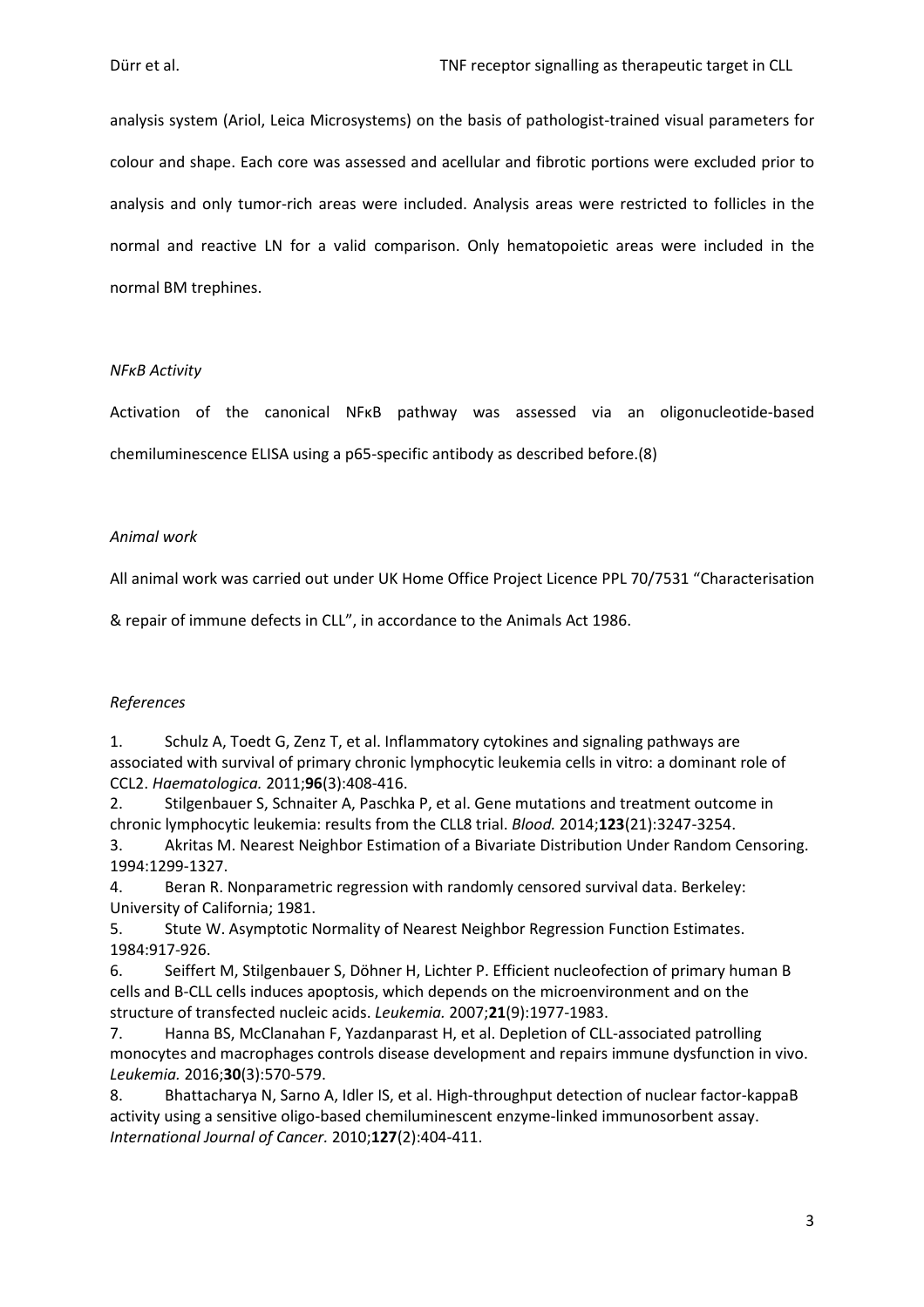analysis system (Ariol, Leica Microsystems) on the basis of pathologist-trained visual parameters for colour and shape. Each core was assessed and acellular and fibrotic portions were excluded prior to analysis and only tumor-rich areas were included. Analysis areas were restricted to follicles in the normal and reactive LN for a valid comparison. Only hematopoietic areas were included in the normal BM trephines.

*NFκB Activity*

Activation of the canonical NFκB pathway was assessed via an oligonucleotide-based chemiluminescence ELISA using a p65-specific antibody as described before.(8)

*Animal work*

All animal work was carried out under UK Home Office Project Licence PPL 70/7531 "Characterisation & repair of immune defects in CLL", in accordance to the Animals Act 1986.

*References*

1. Schulz A, Toedt G, Zenz T, et al. Inflammatory cytokines and signaling pathways are associated with survival of primary chronic lymphocytic leukemia cells in vitro: a dominant role of CCL2. *Haematologica.* 2011;**96**(3):408-416.
2. Stilgenbauer S, Schnaiter A, Paschka P, et al. Gene mutations and treatment outcome in chronic lymphocytic leukemia: results from the CLL8 trial. *Blood.* 2014;**123**(21):3247-3254.
3. Akritas M. Nearest Neighbor Estimation of a Bivariate Distribution Under Random Censoring. 1994:1299-1327.
4. Beran R. Nonparametric regression with randomly censored survival data. Berkeley: University of California; 1981.
5. Stute W. Asymptotic Normality of Nearest Neighbor Regression Function Estimates. 1984:917-926.
6. Seiffert M, Stilgenbauer S, Döhner H, Lichter P. Efficient nucleofection of primary human B cells and B-CLL cells induces apoptosis, which depends on the microenvironment and on the structure of transfected nucleic acids. *Leukemia.* 2007;**21**(9):1977-1983.
7. Hanna BS, McClanahan F, Yazdanparast H, et al. Depletion of CLL-associated patrolling monocytes and macrophages controls disease development and repairs immune dysfunction in vivo. *Leukemia.* 2016;**30**(3):570-579.
8. Bhattacharya N, Sarno A, Idler IS, et al. High-throughput detection of nuclear factor-kappaB activity using a sensitive oligo-based chemiluminescent enzyme-linked immunosorbent assay. *International Journal of Cancer.* 2010;**127**(2):404-411.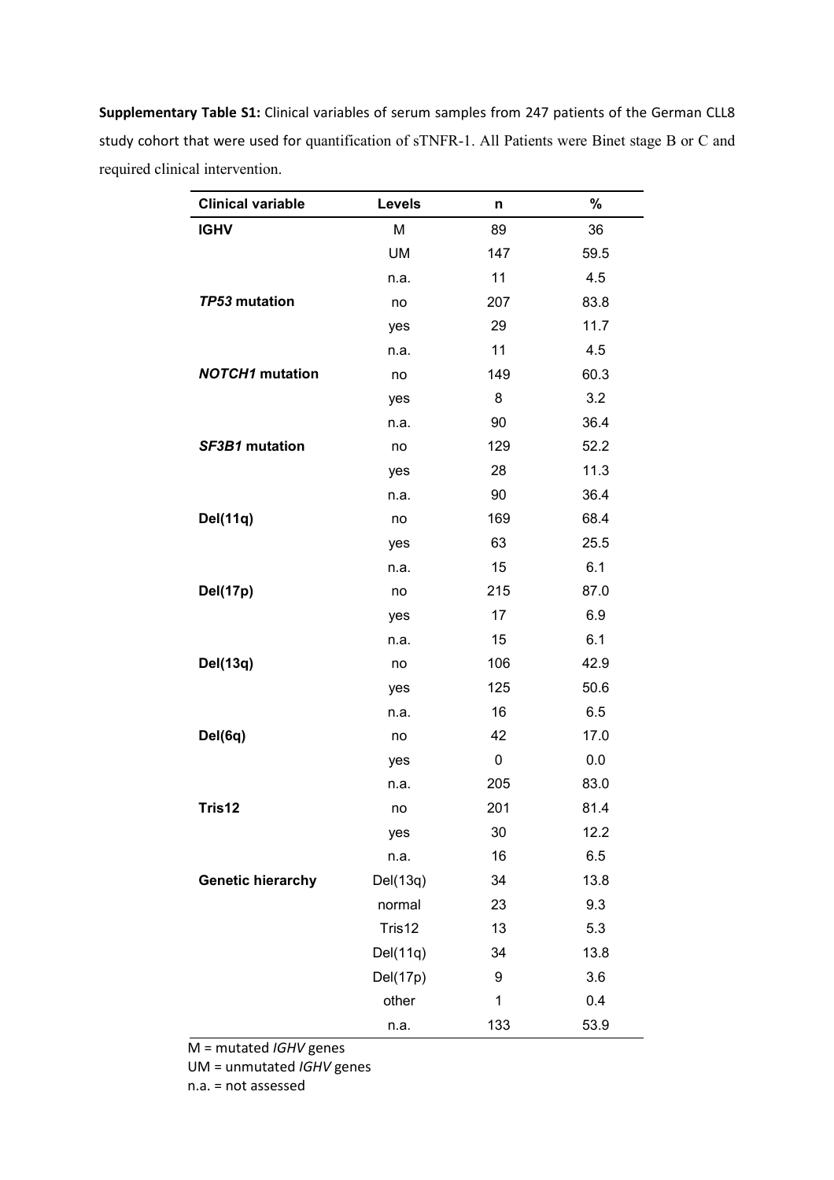**Supplementary Table S1:** Clinical variables of serum samples from 247 patients of the German CLL8 study cohort that were used for quantification of sTNFR-1. All Patients were Binet stage B or C and required clinical intervention.

| Clinical variable | Levels | n | % |
|---|---|---|---|
| **IGHV** | M | 89 | 36 |
| | UM | 147 | 59.5 |
| | n.a. | 11 | 4.5 |
| ***TP53* mutation** | no | 207 | 83.8 |
| | yes | 29 | 11.7 |
| | n.a. | 11 | 4.5 |
| ***NOTCH1* mutation** | no | 149 | 60.3 |
| | yes | 8 | 3.2 |
| | n.a. | 90 | 36.4 |
| ***SF3B1* mutation** | no | 129 | 52.2 |
| | yes | 28 | 11.3 |
| | n.a. | 90 | 36.4 |
| **Del(11q)** | no | 169 | 68.4 |
| | yes | 63 | 25.5 |
| | n.a. | 15 | 6.1 |
| **Del(17p)** | no | 215 | 87.0 |
| | yes | 17 | 6.9 |
| | n.a. | 15 | 6.1 |
| **Del(13q)** | no | 106 | 42.9 |
| | yes | 125 | 50.6 |
| | n.a. | 16 | 6.5 |
| **Del(6q)** | no | 42 | 17.0 |
| | yes | 0 | 0.0 |
| | n.a. | 205 | 83.0 |
| **Tris12** | no | 201 | 81.4 |
| | yes | 30 | 12.2 |
| | n.a. | 16 | 6.5 |
| **Genetic hierarchy** | Del(13q) | 34 | 13.8 |
| | normal | 23 | 9.3 |
| | Tris12 | 13 | 5.3 |
| | Del(11q) | 34 | 13.8 |
| | Del(17p) | 9 | 3.6 |
| | other | 1 | 0.4 |
| | n.a. | 133 | 53.9 |

M = mutated *IGHV* genes
UM = unmutated *IGHV* genes
n.a. = not assessed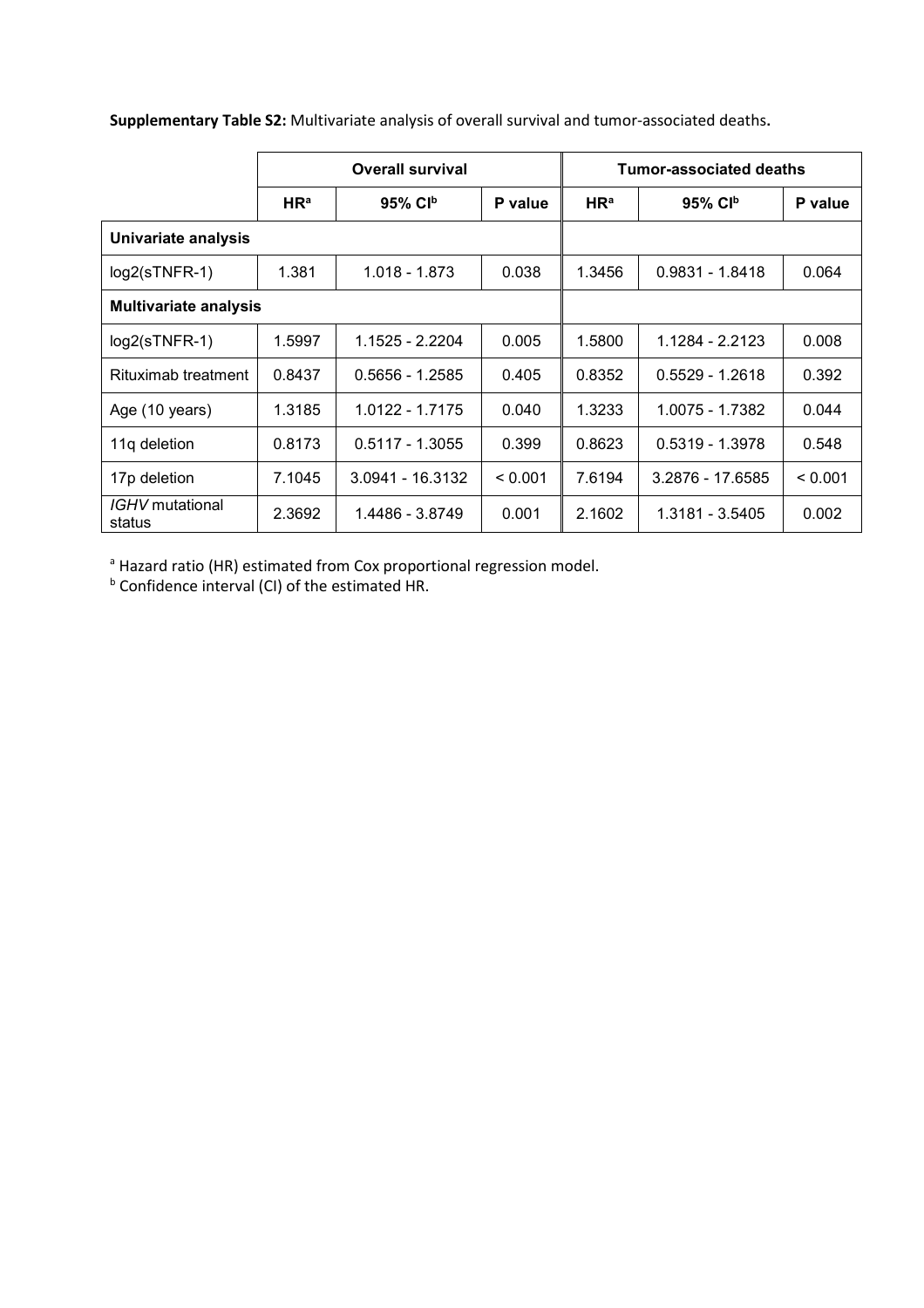**Supplementary Table S2:** Multivariate analysis of overall survival and tumor-associated deaths**.**

| | Overall survival | | | Tumor-associated deaths | | |
|---|---|---|---|---|---|---|
| | HR[a] | 95% CI[b] | P value | HR[a] | 95% CI[b] | P value |
| **Univariate analysis** | | | | | | |
| log2(sTNFR-1) | 1.381 | 1.018 - 1.873 | 0.038 | 1.3456 | 0.9831 - 1.8418 | 0.064 |
| **Multivariate analysis** | | | | | | |
| log2(sTNFR-1) | 1.5997 | 1.1525 - 2.2204 | 0.005 | 1.5800 | 1.1284 - 2.2123 | 0.008 |
| Rituximab treatment | 0.8437 | 0.5656 - 1.2585 | 0.405 | 0.8352 | 0.5529 - 1.2618 | 0.392 |
| Age (10 years) | 1.3185 | 1.0122 - 1.7175 | 0.040 | 1.3233 | 1.0075 - 1.7382 | 0.044 |
| 11q deletion | 0.8173 | 0.5117 - 1.3055 | 0.399 | 0.8623 | 0.5319 - 1.3978 | 0.548 |
| 17p deletion | 7.1045 | 3.0941 - 16.3132 | < 0.001 | 7.6194 | 3.2876 - 17.6585 | < 0.001 |
| *IGHV* mutational status | 2.3692 | 1.4486 - 3.8749 | 0.001 | 2.1602 | 1.3181 - 3.5405 | 0.002 |

[a] Hazard ratio (HR) estimated from Cox proportional regression model.
[b] Confidence interval (CI) of the estimated HR.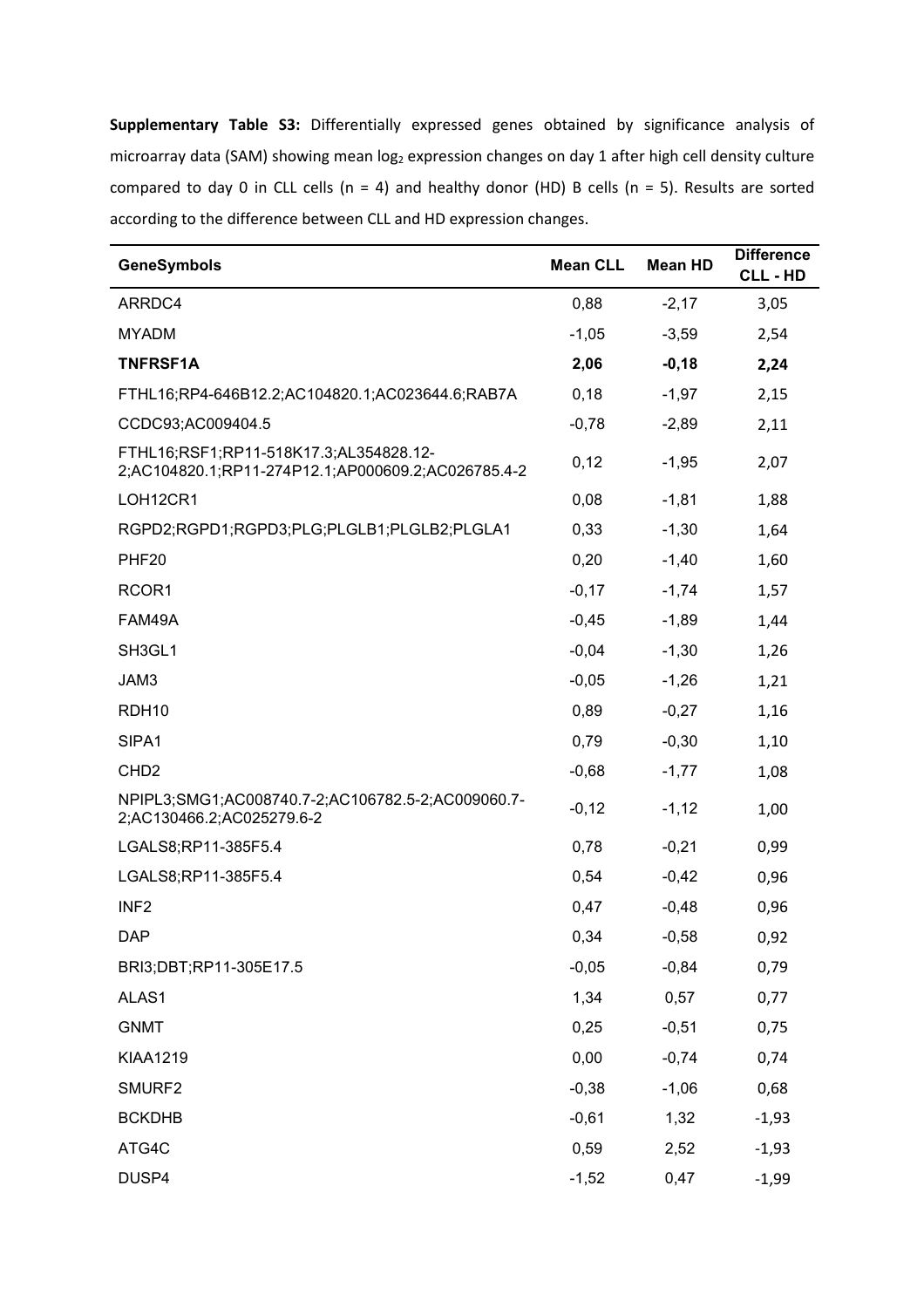**Supplementary Table S3:** Differentially expressed genes obtained by significance analysis of microarray data (SAM) showing mean $log_2$ expression changes on day 1 after high cell density culture compared to day 0 in CLL cells (n = 4) and healthy donor (HD) B cells (n = 5). Results are sorted according to the difference between CLL and HD expression changes.

| GeneSymbols | Mean CLL | Mean HD | Difference CLL - HD |
|---|---|---|---|
| ARRDC4 | 0,88 | -2,17 | 3,05 |
| MYADM | -1,05 | -3,59 | 2,54 |
| **TNFRSF1A** | **2,06** | **-0,18** | **2,24** |
| FTHL16;RP4-646B12.2;AC104820.1;AC023644.6;RAB7A | 0,18 | -1,97 | 2,15 |
| CCDC93;AC009404.5 | -0,78 | -2,89 | 2,11 |
| FTHL16;RSF1;RP11-518K17.3;AL354828.12-2;AC104820.1;RP11-274P12.1;AP000609.2;AC026785.4-2 | 0,12 | -1,95 | 2,07 |
| LOH12CR1 | 0,08 | -1,81 | 1,88 |
| RGPD2;RGPD1;RGPD3;PLG;PLGLB1;PLGLB2;PLGLA1 | 0,33 | -1,30 | 1,64 |
| PHF20 | 0,20 | -1,40 | 1,60 |
| RCOR1 | -0,17 | -1,74 | 1,57 |
| FAM49A | -0,45 | -1,89 | 1,44 |
| SH3GL1 | -0,04 | -1,30 | 1,26 |
| JAM3 | -0,05 | -1,26 | 1,21 |
| RDH10 | 0,89 | -0,27 | 1,16 |
| SIPA1 | 0,79 | -0,30 | 1,10 |
| CHD2 | -0,68 | -1,77 | 1,08 |
| NPIPL3;SMG1;AC008740.7-2;AC106782.5-2;AC009060.7-2;AC130466.2;AC025279.6-2 | -0,12 | -1,12 | 1,00 |
| LGALS8;RP11-385F5.4 | 0,78 | -0,21 | 0,99 |
| LGALS8;RP11-385F5.4 | 0,54 | -0,42 | 0,96 |
| INF2 | 0,47 | -0,48 | 0,96 |
| DAP | 0,34 | -0,58 | 0,92 |
| BRI3;DBT;RP11-305E17.5 | -0,05 | -0,84 | 0,79 |
| ALAS1 | 1,34 | 0,57 | 0,77 |
| GNMT | 0,25 | -0,51 | 0,75 |
| KIAA1219 | 0,00 | -0,74 | 0,74 |
| SMURF2 | -0,38 | -1,06 | 0,68 |
| BCKDHB | -0,61 | 1,32 | -1,93 |
| ATG4C | 0,59 | 2,52 | -1,93 |
| DUSP4 | -1,52 | 0,47 | -1,99 |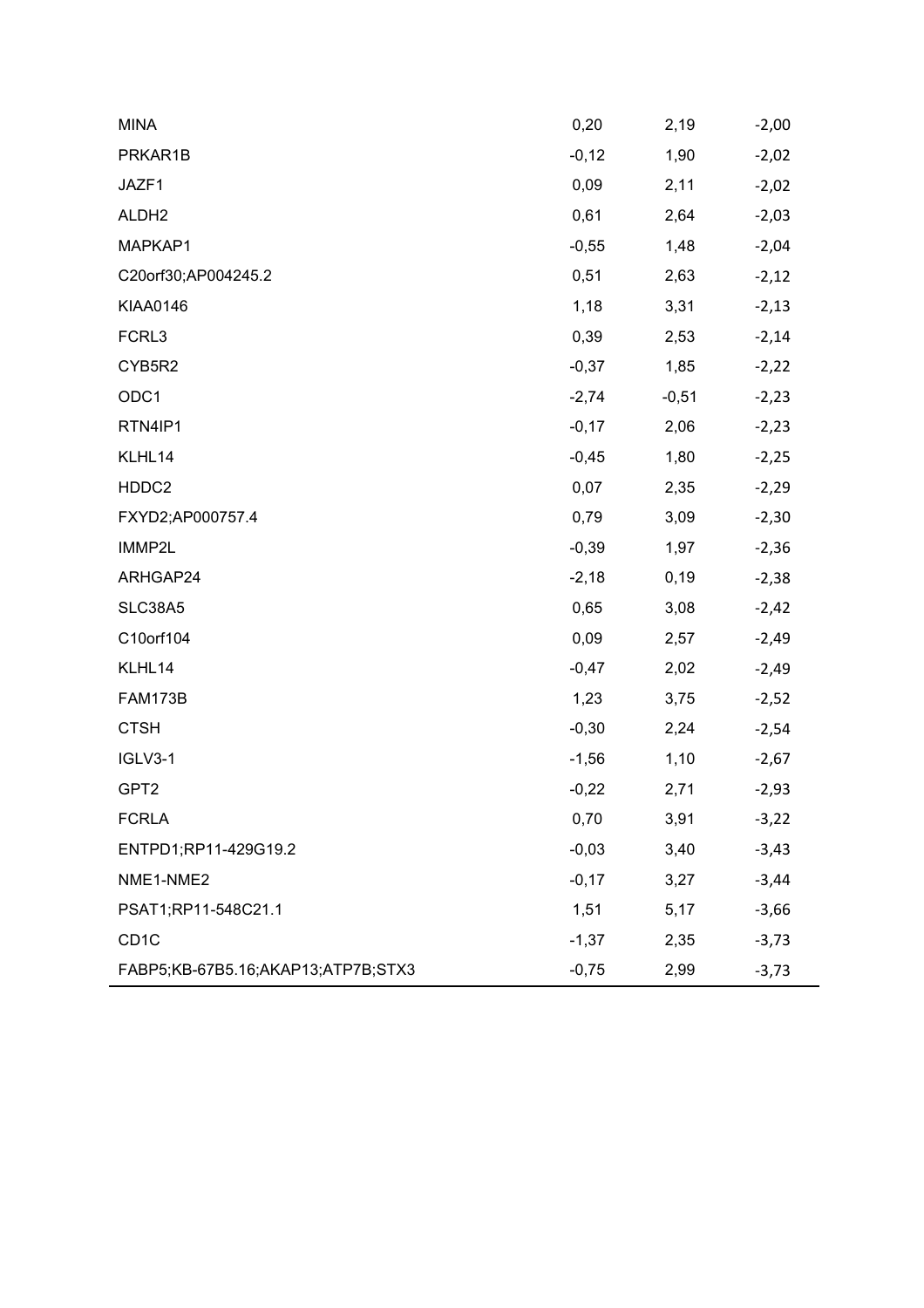| | | | |
|---|---|---|---|
| MINA | 0,20 | 2,19 | -2,00 |
| PRKAR1B | -0,12 | 1,90 | -2,02 |
| JAZF1 | 0,09 | 2,11 | -2,02 |
| ALDH2 | 0,61 | 2,64 | -2,03 |
| MAPKAP1 | -0,55 | 1,48 | -2,04 |
| C20orf30;AP004245.2 | 0,51 | 2,63 | -2,12 |
| KIAA0146 | 1,18 | 3,31 | -2,13 |
| FCRL3 | 0,39 | 2,53 | -2,14 |
| CYB5R2 | -0,37 | 1,85 | -2,22 |
| ODC1 | -2,74 | -0,51 | -2,23 |
| RTN4IP1 | -0,17 | 2,06 | -2,23 |
| KLHL14 | -0,45 | 1,80 | -2,25 |
| HDDC2 | 0,07 | 2,35 | -2,29 |
| FXYD2;AP000757.4 | 0,79 | 3,09 | -2,30 |
| IMMP2L | -0,39 | 1,97 | -2,36 |
| ARHGAP24 | -2,18 | 0,19 | -2,38 |
| SLC38A5 | 0,65 | 3,08 | -2,42 |
| C10orf104 | 0,09 | 2,57 | -2,49 |
| KLHL14 | -0,47 | 2,02 | -2,49 |
| FAM173B | 1,23 | 3,75 | -2,52 |
| CTSH | -0,30 | 2,24 | -2,54 |
| IGLV3-1 | -1,56 | 1,10 | -2,67 |
| GPT2 | -0,22 | 2,71 | -2,93 |
| FCRLA | 0,70 | 3,91 | -3,22 |
| ENTPD1;RP11-429G19.2 | -0,03 | 3,40 | -3,43 |
| NME1-NME2 | -0,17 | 3,27 | -3,44 |
| PSAT1;RP11-548C21.1 | 1,51 | 5,17 | -3,66 |
| CD1C | -1,37 | 2,35 | -3,73 |
| FABP5;KB-67B5.16;AKAP13;ATP7B;STX3 | -0,75 | 2,99 | -3,73 |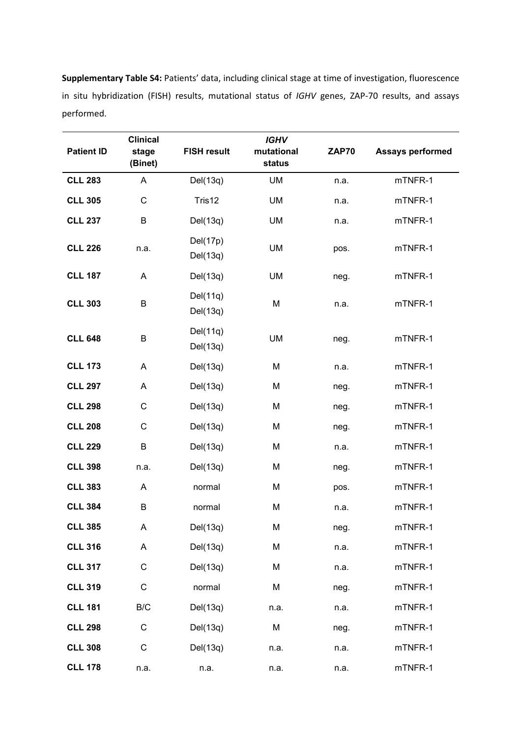**Supplementary Table S4:** Patients' data, including clinical stage at time of investigation, fluorescence in situ hybridization (FISH) results, mutational status of *IGHV* genes, ZAP-70 results, and assays performed.

| Patient ID | Clinical stage (Binet) | FISH result | *IGHV* mutational status | ZAP70 | Assays performed |
|---|---|---|---|---|---|
| **CLL 283** | A | Del(13q) | UM | n.a. | mTNFR-1 |
| **CLL 305** | C | Tris12 | UM | n.a. | mTNFR-1 |
| **CLL 237** | B | Del(13q) | UM | n.a. | mTNFR-1 |
| **CLL 226** | n.a. | Del(17p) Del(13q) | UM | pos. | mTNFR-1 |
| **CLL 187** | A | Del(13q) | UM | neg. | mTNFR-1 |
| **CLL 303** | B | Del(11q) Del(13q) | M | n.a. | mTNFR-1 |
| **CLL 648** | B | Del(11q) Del(13q) | UM | neg. | mTNFR-1 |
| **CLL 173** | A | Del(13q) | M | n.a. | mTNFR-1 |
| **CLL 297** | A | Del(13q) | M | neg. | mTNFR-1 |
| **CLL 298** | C | Del(13q) | M | neg. | mTNFR-1 |
| **CLL 208** | C | Del(13q) | M | neg. | mTNFR-1 |
| **CLL 229** | B | Del(13q) | M | n.a. | mTNFR-1 |
| **CLL 398** | n.a. | Del(13q) | M | neg. | mTNFR-1 |
| **CLL 383** | A | normal | M | pos. | mTNFR-1 |
| **CLL 384** | B | normal | M | n.a. | mTNFR-1 |
| **CLL 385** | A | Del(13q) | M | neg. | mTNFR-1 |
| **CLL 316** | A | Del(13q) | M | n.a. | mTNFR-1 |
| **CLL 317** | C | Del(13q) | M | n.a. | mTNFR-1 |
| **CLL 319** | C | normal | M | neg. | mTNFR-1 |
| **CLL 181** | B/C | Del(13q) | n.a. | n.a. | mTNFR-1 |
| **CLL 298** | C | Del(13q) | M | neg. | mTNFR-1 |
| **CLL 308** | C | Del(13q) | n.a. | n.a. | mTNFR-1 |
| **CLL 178** | n.a. | n.a. | n.a. | n.a. | mTNFR-1 |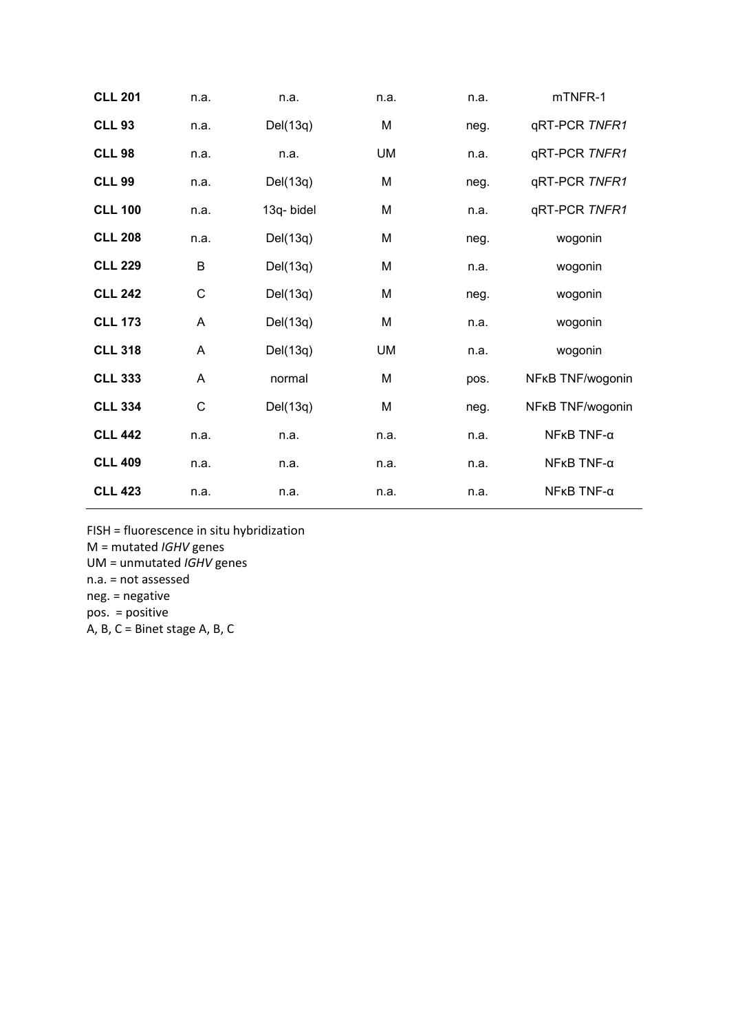| | | | | | |
|---|---|---|---|---|---|
| **CLL 201** | n.a. | n.a. | n.a. | n.a. | mTNFR-1 |
| **CLL 93** | n.a. | Del(13q) | M | neg. | qRT-PCR *TNFR1* |
| **CLL 98** | n.a. | n.a. | UM | n.a. | qRT-PCR *TNFR1* |
| **CLL 99** | n.a. | Del(13q) | M | neg. | qRT-PCR *TNFR1* |
| **CLL 100** | n.a. | 13q- bidel | M | n.a. | qRT-PCR *TNFR1* |
| **CLL 208** | n.a. | Del(13q) | M | neg. | wogonin |
| **CLL 229** | B | Del(13q) | M | n.a. | wogonin |
| **CLL 242** | C | Del(13q) | M | neg. | wogonin |
| **CLL 173** | A | Del(13q) | M | n.a. | wogonin |
| **CLL 318** | A | Del(13q) | UM | n.a. | wogonin |
| **CLL 333** | A | normal | M | pos. | NFκB TNF/wogonin |
| **CLL 334** | C | Del(13q) | M | neg. | NFκB TNF/wogonin |
| **CLL 442** | n.a. | n.a. | n.a. | n.a. | NFκB TNF-α |
| **CLL 409** | n.a. | n.a. | n.a. | n.a. | NFκB TNF-α |
| **CLL 423** | n.a. | n.a. | n.a. | n.a. | NFκB TNF-α |

FISH = fluorescence in situ hybridization
M = mutated *IGHV* genes
UM = unmutated *IGHV* genes
n.a. = not assessed
neg. = negative
pos. = positive
A, B, C = Binet stage A, B, C